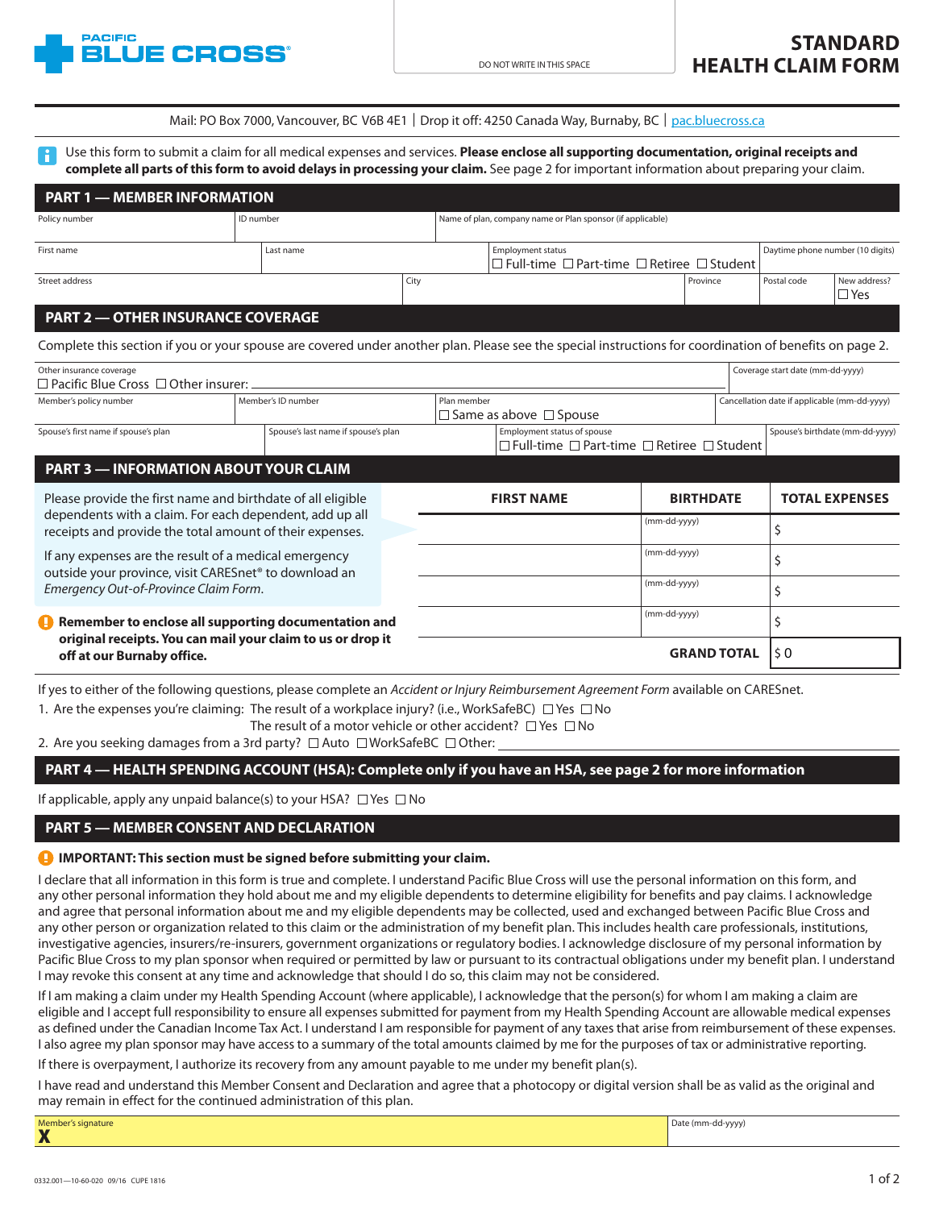PACIFIC BLUE CROSS®

DO NOT WRITE IN THIS SPACE

# STANDARD HEALTH CLAIM FORM

Mail: PO Box 7000, Vancouver, BC V6B 4E1 | Drop it off: 4250 Canada Way, Burnaby, BC | pac.bluecross.ca

Use this form to submit a claim for all medical expenses and services. **Please enclose all supporting documentation, original receipts and complete all parts of this form to avoid delays in processing your claim.** See page 2 for important information about preparing your claim.

## PART 1 — MEMBER INFORMATION

| Policy number | ID number | Name of plan, company name or Plan sponsor (if applicable) |
|---|---|---|
| | | |

| First name | Last name | Employment status ☐ Full-time ☐ Part-time ☐ Retiree ☐ Student | Daytime phone number (10 digits) |
|---|---|---|---|
| | | | |

| Street address | City | Province | Postal code | New address? ☐ Yes |
|---|---|---|---|---|
| | | | | |

## PART 2 — OTHER INSURANCE COVERAGE

Complete this section if you or your spouse are covered under another plan. Please see the special instructions for coordination of benefits on page 2.

| Other insurance coverage ☐ Pacific Blue Cross ☐ Other insurer: | Coverage start date (mm-dd-yyyy) |
|---|---|
| | |

| Member's policy number | Member's ID number | Plan member ☐ Same as above ☐ Spouse | Cancellation date if applicable (mm-dd-yyyy) |
|---|---|---|---|
| | | | |

| Spouse's first name if spouse's plan | Spouse's last name if spouse's plan | Employment status of spouse ☐ Full-time ☐ Part-time ☐ Retiree ☐ Student | Spouse's birthdate (mm-dd-yyyy) |
|---|---|---|---|
| | | | |

## PART 3 — INFORMATION ABOUT YOUR CLAIM

Please provide the first name and birthdate of all eligible dependents with a claim. For each dependent, add up all receipts and provide the total amount of their expenses.

If any expenses are the result of a medical emergency outside your province, visit CARESnet® to download an *Emergency Out-of-Province Claim Form*.

| FIRST NAME | BIRTHDATE | TOTAL EXPENSES |
|---|---|---|
| | (mm-dd-yyyy) | $ |
| | (mm-dd-yyyy) | $ |
| | (mm-dd-yyyy) | $ |
| | (mm-dd-yyyy) | $ |
| | **GRAND TOTAL** | $ 0 |

**Remember to enclose all supporting documentation and original receipts. You can mail your claim to us or drop it off at our Burnaby office.**

If yes to either of the following questions, please complete an *Accident or Injury Reimbursement Agreement Form* available on CARESnet.

1. Are the expenses you're claiming: The result of a workplace injury? (i.e., WorkSafeBC) ☐ Yes ☐ No
   The result of a motor vehicle or other accident? ☐ Yes ☐ No
2. Are you seeking damages from a 3rd party? ☐ Auto ☐ WorkSafeBC ☐ Other: ____________

## PART 4 — HEALTH SPENDING ACCOUNT (HSA): Complete only if you have an HSA, see page 2 for more information

If applicable, apply any unpaid balance(s) to your HSA? ☐ Yes ☐ No

## PART 5 — MEMBER CONSENT AND DECLARATION

**IMPORTANT: This section must be signed before submitting your claim.**

I declare that all information in this form is true and complete. I understand Pacific Blue Cross will use the personal information on this form, and any other personal information they hold about me and my eligible dependents to determine eligibility for benefits and pay claims. I acknowledge and agree that personal information about me and my eligible dependents may be collected, used and exchanged between Pacific Blue Cross and any other person or organization related to this claim or the administration of my benefit plan. This includes health care professionals, institutions, investigative agencies, insurers/re-insurers, government organizations or regulatory bodies. I acknowledge disclosure of my personal information by Pacific Blue Cross to my plan sponsor when required or permitted by law or pursuant to its contractual obligations under my benefit plan. I understand I may revoke this consent at any time and acknowledge that should I do so, this claim may not be considered.

If I am making a claim under my Health Spending Account (where applicable), I acknowledge that the person(s) for whom I am making a claim are eligible and I accept full responsibility to ensure all expenses submitted for payment from my Health Spending Account are allowable medical expenses as defined under the Canadian Income Tax Act. I understand I am responsible for payment of any taxes that arise from reimbursement of these expenses. I also agree my plan sponsor may have access to a summary of the total amounts claimed by me for the purposes of tax or administrative reporting.

If there is overpayment, I authorize its recovery from any amount payable to me under my benefit plan(s).

I have read and understand this Member Consent and Declaration and agree that a photocopy or digital version shall be as valid as the original and may remain in effect for the continued administration of this plan.

| Member's signature | Date (mm-dd-yyyy) |
|---|---|
| **X** | |

0332.001—10-60-020 09/16 CUPE 1816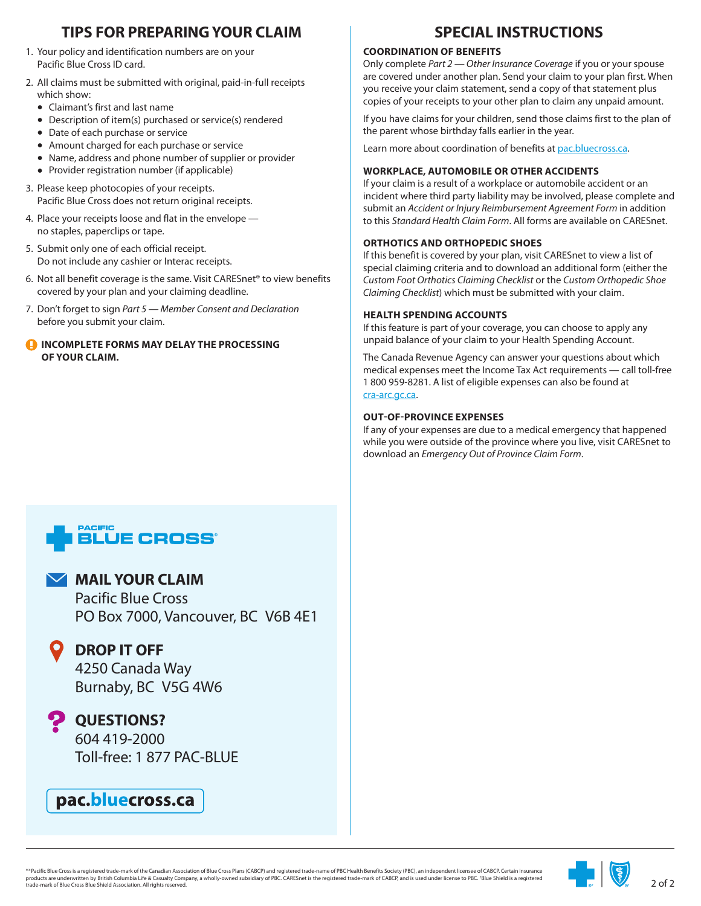## TIPS FOR PREPARING YOUR CLAIM

1. Your policy and identification numbers are on your Pacific Blue Cross ID card.
2. All claims must be submitted with original, paid-in-full receipts which show:
   - Claimant's first and last name
   - Description of item(s) purchased or service(s) rendered
   - Date of each purchase or service
   - Amount charged for each purchase or service
   - Name, address and phone number of supplier or provider
   - Provider registration number (if applicable)
3. Please keep photocopies of your receipts. Pacific Blue Cross does not return original receipts.
4. Place your receipts loose and flat in the envelope — no staples, paperclips or tape.
5. Submit only one of each official receipt. Do not include any cashier or Interac receipts.
6. Not all benefit coverage is the same. Visit CARESnet® to view benefits covered by your plan and your claiming deadline.
7. Don't forget to sign *Part 5 — Member Consent and Declaration* before you submit your claim.

**INCOMPLETE FORMS MAY DELAY THE PROCESSING OF YOUR CLAIM.**

PACIFIC BLUE CROSS®

### MAIL YOUR CLAIM

Pacific Blue Cross
PO Box 7000, Vancouver, BC V6B 4E1

### DROP IT OFF

4250 Canada Way
Burnaby, BC V5G 4W6

### QUESTIONS?

604 419-2000
Toll-free: 1 877 PAC-BLUE

pac.bluecross.ca

## SPECIAL INSTRUCTIONS

### COORDINATION OF BENEFITS

Only complete *Part 2 — Other Insurance Coverage* if you or your spouse are covered under another plan. Send your claim to your plan first. When you receive your claim statement, send a copy of that statement plus copies of your receipts to your other plan to claim any unpaid amount.

If you have claims for your children, send those claims first to the plan of the parent whose birthday falls earlier in the year.

Learn more about coordination of benefits at pac.bluecross.ca.

### WORKPLACE, AUTOMOBILE OR OTHER ACCIDENTS

If your claim is a result of a workplace or automobile accident or an incident where third party liability may be involved, please complete and submit an *Accident or Injury Reimbursement Agreement Form* in addition to this *Standard Health Claim Form*. All forms are available on CARESnet.

### ORTHOTICS AND ORTHOPEDIC SHOES

If this benefit is covered by your plan, visit CARESnet to view a list of special claiming criteria and to download an additional form (either the *Custom Foot Orthotics Claiming Checklist* or the *Custom Orthopedic Shoe Claiming Checklist*) which must be submitted with your claim.

### HEALTH SPENDING ACCOUNTS

If this feature is part of your coverage, you can choose to apply any unpaid balance of your claim to your Health Spending Account.

The Canada Revenue Agency can answer your questions about which medical expenses meet the Income Tax Act requirements — call toll-free 1 800 959-8281. A list of eligible expenses can also be found at cra-arc.gc.ca.

### OUT-OF-PROVINCE EXPENSES

If any of your expenses are due to a medical emergency that happened while you were outside of the province where you live, visit CARESnet to download an *Emergency Out of Province Claim Form*.

*®Pacific Blue Cross is a registered trade-mark of the Canadian Association of Blue Cross Plans (CABCP) and registered trade-name of PBC Health Benefits Society (PBC), an independent licensee of CABCP. Certain insurance products are underwritten by British Columbia Life & Casualty Company, a wholly-owned subsidiary of PBC. CARESnet is the registered trade-mark of CABCP, and is used under license to PBC. †Blue Shield is a registered trade-mark of Blue Cross Blue Shield Association. All rights reserved.